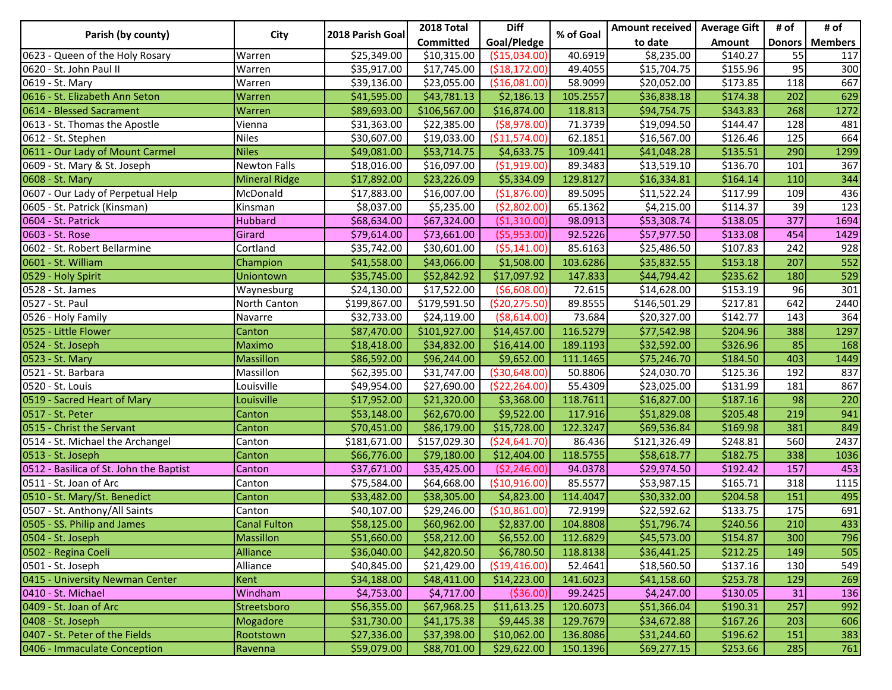| Parish (by county) | City | 2018 Parish Goal | 2018 Total Committed | Diff Goal/Pledge | % of Goal | Amount received to date | Average Gift Amount | # of Donors | # of Members |
|---|---|---|---|---|---|---|---|---|---|
| 0623 - Queen of the Holy Rosary | Warren | $25,349.00 | $10,315.00 | ($15,034.00) | 40.6919 | $8,235.00 | $140.27 | 55 | 117 |
| 0620 - St. John Paul II | Warren | $35,917.00 | $17,745.00 | ($18,172.00) | 49.4055 | $15,704.75 | $155.96 | 95 | 300 |
| 0619 - St. Mary | Warren | $39,136.00 | $23,055.00 | ($16,081.00) | 58.9099 | $20,052.00 | $173.85 | 118 | 667 |
| 0616 - St. Elizabeth Ann Seton | Warren | $41,595.00 | $43,781.13 | $2,186.13 | 105.2557 | $36,838.18 | $174.38 | 202 | 629 |
| 0614 - Blessed Sacrament | Warren | $89,693.00 | $106,567.00 | $16,874.00 | 118.813 | $94,754.75 | $343.83 | 268 | 1272 |
| 0613 - St. Thomas the Apostle | Vienna | $31,363.00 | $22,385.00 | ($8,978.00) | 71.3739 | $19,094.50 | $144.47 | 128 | 481 |
| 0612 - St. Stephen | Niles | $30,607.00 | $19,033.00 | ($11,574.00) | 62.1851 | $16,567.00 | $126.46 | 125 | 664 |
| 0611 - Our Lady of Mount Carmel | Niles | $49,081.00 | $53,714.75 | $4,633.75 | 109.441 | $41,048.28 | $135.51 | 290 | 1299 |
| 0609 - St. Mary & St. Joseph | Newton Falls | $18,016.00 | $16,097.00 | ($1,919.00) | 89.3483 | $13,519.10 | $136.70 | 101 | 367 |
| 0608 - St. Mary | Mineral Ridge | $17,892.00 | $23,226.09 | $5,334.09 | 129.8127 | $16,334.81 | $164.14 | 110 | 344 |
| 0607 - Our Lady of Perpetual Help | McDonald | $17,883.00 | $16,007.00 | ($1,876.00) | 89.5095 | $11,522.24 | $117.99 | 109 | 436 |
| 0605 - St. Patrick (Kinsman) | Kinsman | $8,037.00 | $5,235.00 | ($2,802.00) | 65.1362 | $4,215.00 | $114.37 | 39 | 123 |
| 0604 - St. Patrick | Hubbard | $68,634.00 | $67,324.00 | ($1,310.00) | 98.0913 | $53,308.74 | $138.05 | 377 | 1694 |
| 0603 - St. Rose | Girard | $79,614.00 | $73,661.00 | ($5,953.00) | 92.5226 | $57,977.50 | $133.08 | 454 | 1429 |
| 0602 - St. Robert Bellarmine | Cortland | $35,742.00 | $30,601.00 | ($5,141.00) | 85.6163 | $25,486.50 | $107.83 | 242 | 928 |
| 0601 - St. William | Champion | $41,558.00 | $43,066.00 | $1,508.00 | 103.6286 | $35,832.55 | $153.18 | 207 | 552 |
| 0529 - Holy Spirit | Uniontown | $35,745.00 | $52,842.92 | $17,097.92 | 147.833 | $44,794.42 | $235.62 | 180 | 529 |
| 0528 - St. James | Waynesburg | $24,130.00 | $17,522.00 | ($6,608.00) | 72.615 | $14,628.00 | $153.19 | 96 | 301 |
| 0527 - St. Paul | North Canton | $199,867.00 | $179,591.50 | ($20,275.50) | 89.8555 | $146,501.29 | $217.81 | 642 | 2440 |
| 0526 - Holy Family | Navarre | $32,733.00 | $24,119.00 | ($8,614.00) | 73.684 | $20,327.00 | $142.77 | 143 | 364 |
| 0525 - Little Flower | Canton | $87,470.00 | $101,927.00 | $14,457.00 | 116.5279 | $77,542.98 | $204.96 | 388 | 1297 |
| 0524 - St. Joseph | Maximo | $18,418.00 | $34,832.00 | $16,414.00 | 189.1193 | $32,592.00 | $326.96 | 85 | 168 |
| 0523 - St. Mary | Massillon | $86,592.00 | $96,244.00 | $9,652.00 | 111.1465 | $75,246.70 | $184.50 | 403 | 1449 |
| 0521 - St. Barbara | Massillon | $62,395.00 | $31,747.00 | ($30,648.00) | 50.8806 | $24,030.70 | $125.36 | 192 | 837 |
| 0520 - St. Louis | Louisville | $49,954.00 | $27,690.00 | ($22,264.00) | 55.4309 | $23,025.00 | $131.99 | 181 | 867 |
| 0519 - Sacred Heart of Mary | Louisville | $17,952.00 | $21,320.00 | $3,368.00 | 118.7611 | $16,827.00 | $187.16 | 98 | 220 |
| 0517 - St. Peter | Canton | $53,148.00 | $62,670.00 | $9,522.00 | 117.916 | $51,829.08 | $205.48 | 219 | 941 |
| 0515 - Christ the Servant | Canton | $70,451.00 | $86,179.00 | $15,728.00 | 122.3247 | $69,536.84 | $169.98 | 381 | 849 |
| 0514 - St. Michael the Archangel | Canton | $181,671.00 | $157,029.30 | ($24,641.70) | 86.436 | $121,326.49 | $248.81 | 560 | 2437 |
| 0513 - St. Joseph | Canton | $66,776.00 | $79,180.00 | $12,404.00 | 118.5755 | $58,618.77 | $182.75 | 338 | 1036 |
| 0512 - Basilica of St. John the Baptist | Canton | $37,671.00 | $35,425.00 | ($2,246.00) | 94.0378 | $29,974.50 | $192.42 | 157 | 453 |
| 0511 - St. Joan of Arc | Canton | $75,584.00 | $64,668.00 | ($10,916.00) | 85.5577 | $53,987.15 | $165.71 | 318 | 1115 |
| 0510 - St. Mary/St. Benedict | Canton | $33,482.00 | $38,305.00 | $4,823.00 | 114.4047 | $30,332.00 | $204.58 | 151 | 495 |
| 0507 - St. Anthony/All Saints | Canton | $40,107.00 | $29,246.00 | ($10,861.00) | 72.9199 | $22,592.62 | $133.75 | 175 | 691 |
| 0505 - SS. Philip and James | Canal Fulton | $58,125.00 | $60,962.00 | $2,837.00 | 104.8808 | $51,796.74 | $240.56 | 210 | 433 |
| 0504 - St. Joseph | Massillon | $51,660.00 | $58,212.00 | $6,552.00 | 112.6829 | $45,573.00 | $154.87 | 300 | 796 |
| 0502 - Regina Coeli | Alliance | $36,040.00 | $42,820.50 | $6,780.50 | 118.8138 | $36,441.25 | $212.25 | 149 | 505 |
| 0501 - St. Joseph | Alliance | $40,845.00 | $21,429.00 | ($19,416.00) | 52.4641 | $18,560.50 | $137.16 | 130 | 549 |
| 0415 - University Newman Center | Kent | $34,188.00 | $48,411.00 | $14,223.00 | 141.6023 | $41,158.60 | $253.78 | 129 | 269 |
| 0410 - St. Michael | Windham | $4,753.00 | $4,717.00 | ($36.00) | 99.2425 | $4,247.00 | $130.05 | 31 | 136 |
| 0409 - St. Joan of Arc | Streetsboro | $56,355.00 | $67,968.25 | $11,613.25 | 120.6073 | $51,366.04 | $190.31 | 257 | 992 |
| 0408 - St. Joseph | Mogadore | $31,730.00 | $41,175.38 | $9,445.38 | 129.7679 | $34,672.88 | $167.26 | 203 | 606 |
| 0407 - St. Peter of the Fields | Rootstown | $27,336.00 | $37,398.00 | $10,062.00 | 136.8086 | $31,244.60 | $196.62 | 151 | 383 |
| 0406 - Immaculate Conception | Ravenna | $59,079.00 | $88,701.00 | $29,622.00 | 150.1396 | $69,277.15 | $253.66 | 285 | 761 |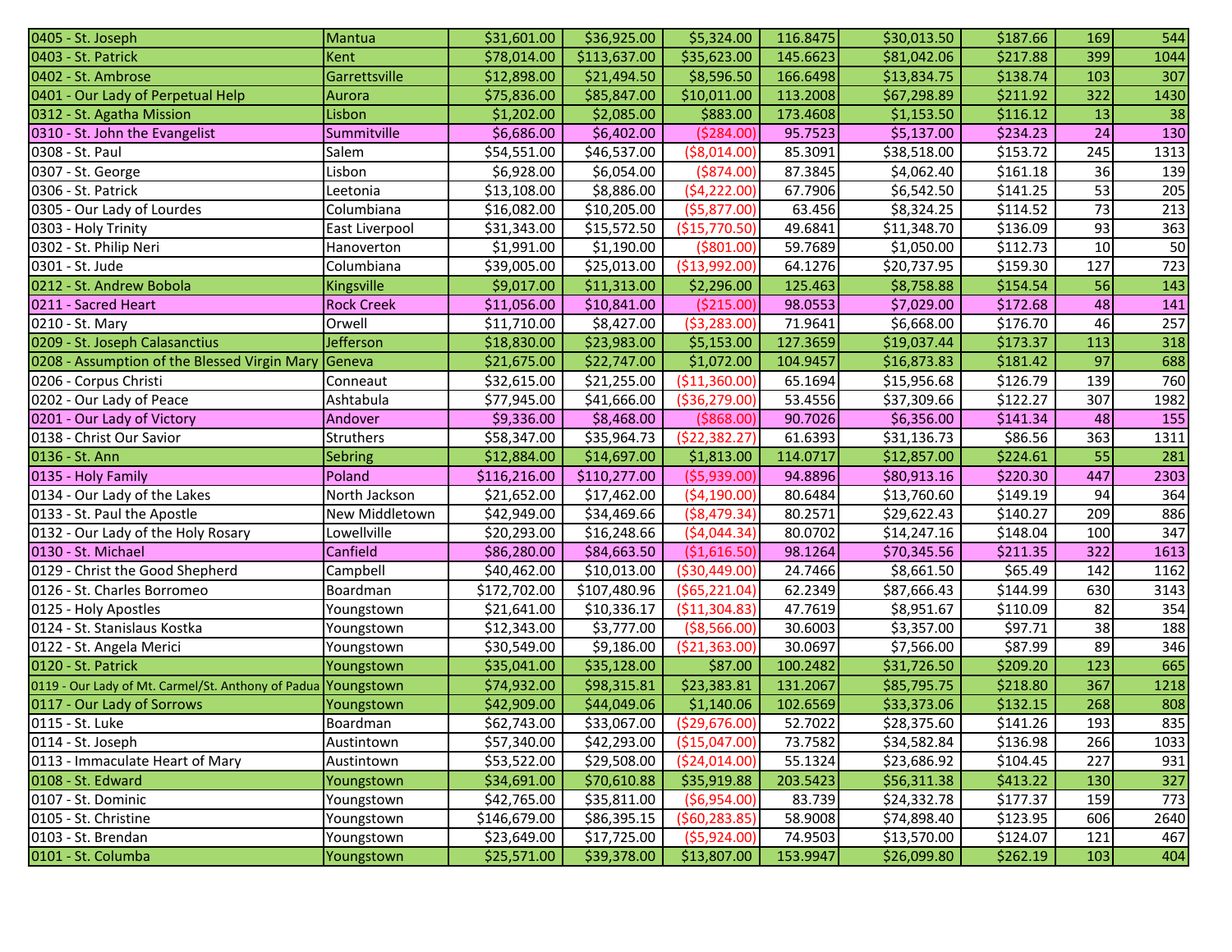| | | | | | | | | | |
|---|---|---|---|---|---|---|---|---|---|
| 0405 - St. Joseph | Mantua | $31,601.00 | $36,925.00 | $5,324.00 | 116.8475 | $30,013.50 | $187.66 | 169 | 544 |
| 0403 - St. Patrick | Kent | $78,014.00 | $113,637.00 | $35,623.00 | 145.6623 | $81,042.06 | $217.88 | 399 | 1044 |
| 0402 - St. Ambrose | Garrettsville | $12,898.00 | $21,494.50 | $8,596.50 | 166.6498 | $13,834.75 | $138.74 | 103 | 307 |
| 0401 - Our Lady of Perpetual Help | Aurora | $75,836.00 | $85,847.00 | $10,011.00 | 113.2008 | $67,298.89 | $211.92 | 322 | 1430 |
| 0312 - St. Agatha Mission | Lisbon | $1,202.00 | $2,085.00 | $883.00 | 173.4608 | $1,153.50 | $116.12 | 13 | 38 |
| 0310 - St. John the Evangelist | Summitville | $6,686.00 | $6,402.00 | ($284.00) | 95.7523 | $5,137.00 | $234.23 | 24 | 130 |
| 0308 - St. Paul | Salem | $54,551.00 | $46,537.00 | ($8,014.00) | 85.3091 | $38,518.00 | $153.72 | 245 | 1313 |
| 0307 - St. George | Lisbon | $6,928.00 | $6,054.00 | ($874.00) | 87.3845 | $4,062.40 | $161.18 | 36 | 139 |
| 0306 - St. Patrick | Leetonia | $13,108.00 | $8,886.00 | ($4,222.00) | 67.7906 | $6,542.50 | $141.25 | 53 | 205 |
| 0305 - Our Lady of Lourdes | Columbiana | $16,082.00 | $10,205.00 | ($5,877.00) | 63.456 | $8,324.25 | $114.52 | 73 | 213 |
| 0303 - Holy Trinity | East Liverpool | $31,343.00 | $15,572.50 | ($15,770.50) | 49.6841 | $11,348.70 | $136.09 | 93 | 363 |
| 0302 - St. Philip Neri | Hanoverton | $1,991.00 | $1,190.00 | ($801.00) | 59.7689 | $1,050.00 | $112.73 | 10 | 50 |
| 0301 - St. Jude | Columbiana | $39,005.00 | $25,013.00 | ($13,992.00) | 64.1276 | $20,737.95 | $159.30 | 127 | 723 |
| 0212 - St. Andrew Bobola | Kingsville | $9,017.00 | $11,313.00 | $2,296.00 | 125.463 | $8,758.88 | $154.54 | 56 | 143 |
| 0211 - Sacred Heart | Rock Creek | $11,056.00 | $10,841.00 | ($215.00) | 98.0553 | $7,029.00 | $172.68 | 48 | 141 |
| 0210 - St. Mary | Orwell | $11,710.00 | $8,427.00 | ($3,283.00) | 71.9641 | $6,668.00 | $176.70 | 46 | 257 |
| 0209 - St. Joseph Calasanctius | Jefferson | $18,830.00 | $23,983.00 | $5,153.00 | 127.3659 | $19,037.44 | $173.37 | 113 | 318 |
| 0208 - Assumption of the Blessed Virgin Mary | Geneva | $21,675.00 | $22,747.00 | $1,072.00 | 104.9457 | $16,873.83 | $181.42 | 97 | 688 |
| 0206 - Corpus Christi | Conneaut | $32,615.00 | $21,255.00 | ($11,360.00) | 65.1694 | $15,956.68 | $126.79 | 139 | 760 |
| 0202 - Our Lady of Peace | Ashtabula | $77,945.00 | $41,666.00 | ($36,279.00) | 53.4556 | $37,309.66 | $122.27 | 307 | 1982 |
| 0201 - Our Lady of Victory | Andover | $9,336.00 | $8,468.00 | ($868.00) | 90.7026 | $6,356.00 | $141.34 | 48 | 155 |
| 0138 - Christ Our Savior | Struthers | $58,347.00 | $35,964.73 | ($22,382.27) | 61.6393 | $31,136.73 | $86.56 | 363 | 1311 |
| 0136 - St. Ann | Sebring | $12,884.00 | $14,697.00 | $1,813.00 | 114.0717 | $12,857.00 | $224.61 | 55 | 281 |
| 0135 - Holy Family | Poland | $116,216.00 | $110,277.00 | ($5,939.00) | 94.8896 | $80,913.16 | $220.30 | 447 | 2303 |
| 0134 - Our Lady of the Lakes | North Jackson | $21,652.00 | $17,462.00 | ($4,190.00) | 80.6484 | $13,760.60 | $149.19 | 94 | 364 |
| 0133 - St. Paul the Apostle | New Middletown | $42,949.00 | $34,469.66 | ($8,479.34) | 80.2571 | $29,622.43 | $140.27 | 209 | 886 |
| 0132 - Our Lady of the Holy Rosary | Lowellville | $20,293.00 | $16,248.66 | ($4,044.34) | 80.0702 | $14,247.16 | $148.04 | 100 | 347 |
| 0130 - St. Michael | Canfield | $86,280.00 | $84,663.50 | ($1,616.50) | 98.1264 | $70,345.56 | $211.35 | 322 | 1613 |
| 0129 - Christ the Good Shepherd | Campbell | $40,462.00 | $10,013.00 | ($30,449.00) | 24.7466 | $8,661.50 | $65.49 | 142 | 1162 |
| 0126 - St. Charles Borromeo | Boardman | $172,702.00 | $107,480.96 | ($65,221.04) | 62.2349 | $87,666.43 | $144.99 | 630 | 3143 |
| 0125 - Holy Apostles | Youngstown | $21,641.00 | $10,336.17 | ($11,304.83) | 47.7619 | $8,951.67 | $110.09 | 82 | 354 |
| 0124 - St. Stanislaus Kostka | Youngstown | $12,343.00 | $3,777.00 | ($8,566.00) | 30.6003 | $3,357.00 | $97.71 | 38 | 188 |
| 0122 - St. Angela Merici | Youngstown | $30,549.00 | $9,186.00 | ($21,363.00) | 30.0697 | $7,566.00 | $87.99 | 89 | 346 |
| 0120 - St. Patrick | Youngstown | $35,041.00 | $35,128.00 | $87.00 | 100.2482 | $31,726.50 | $209.20 | 123 | 665 |
| 0119 - Our Lady of Mt. Carmel/St. Anthony of Padua | Youngstown | $74,932.00 | $98,315.81 | $23,383.81 | 131.2067 | $85,795.75 | $218.80 | 367 | 1218 |
| 0117 - Our Lady of Sorrows | Youngstown | $42,909.00 | $44,049.06 | $1,140.06 | 102.6569 | $33,373.06 | $132.15 | 268 | 808 |
| 0115 - St. Luke | Boardman | $62,743.00 | $33,067.00 | ($29,676.00) | 52.7022 | $28,375.60 | $141.26 | 193 | 835 |
| 0114 - St. Joseph | Austintown | $57,340.00 | $42,293.00 | ($15,047.00) | 73.7582 | $34,582.84 | $136.98 | 266 | 1033 |
| 0113 - Immaculate Heart of Mary | Austintown | $53,522.00 | $29,508.00 | ($24,014.00) | 55.1324 | $23,686.92 | $104.45 | 227 | 931 |
| 0108 - St. Edward | Youngstown | $34,691.00 | $70,610.88 | $35,919.88 | 203.5423 | $56,311.38 | $413.22 | 130 | 327 |
| 0107 - St. Dominic | Youngstown | $42,765.00 | $35,811.00 | ($6,954.00) | 83.739 | $24,332.78 | $177.37 | 159 | 773 |
| 0105 - St. Christine | Youngstown | $146,679.00 | $86,395.15 | ($60,283.85) | 58.9008 | $74,898.40 | $123.95 | 606 | 2640 |
| 0103 - St. Brendan | Youngstown | $23,649.00 | $17,725.00 | ($5,924.00) | 74.9503 | $13,570.00 | $124.07 | 121 | 467 |
| 0101 - St. Columba | Youngstown | $25,571.00 | $39,378.00 | $13,807.00 | 153.9947 | $26,099.80 | $262.19 | 103 | 404 |